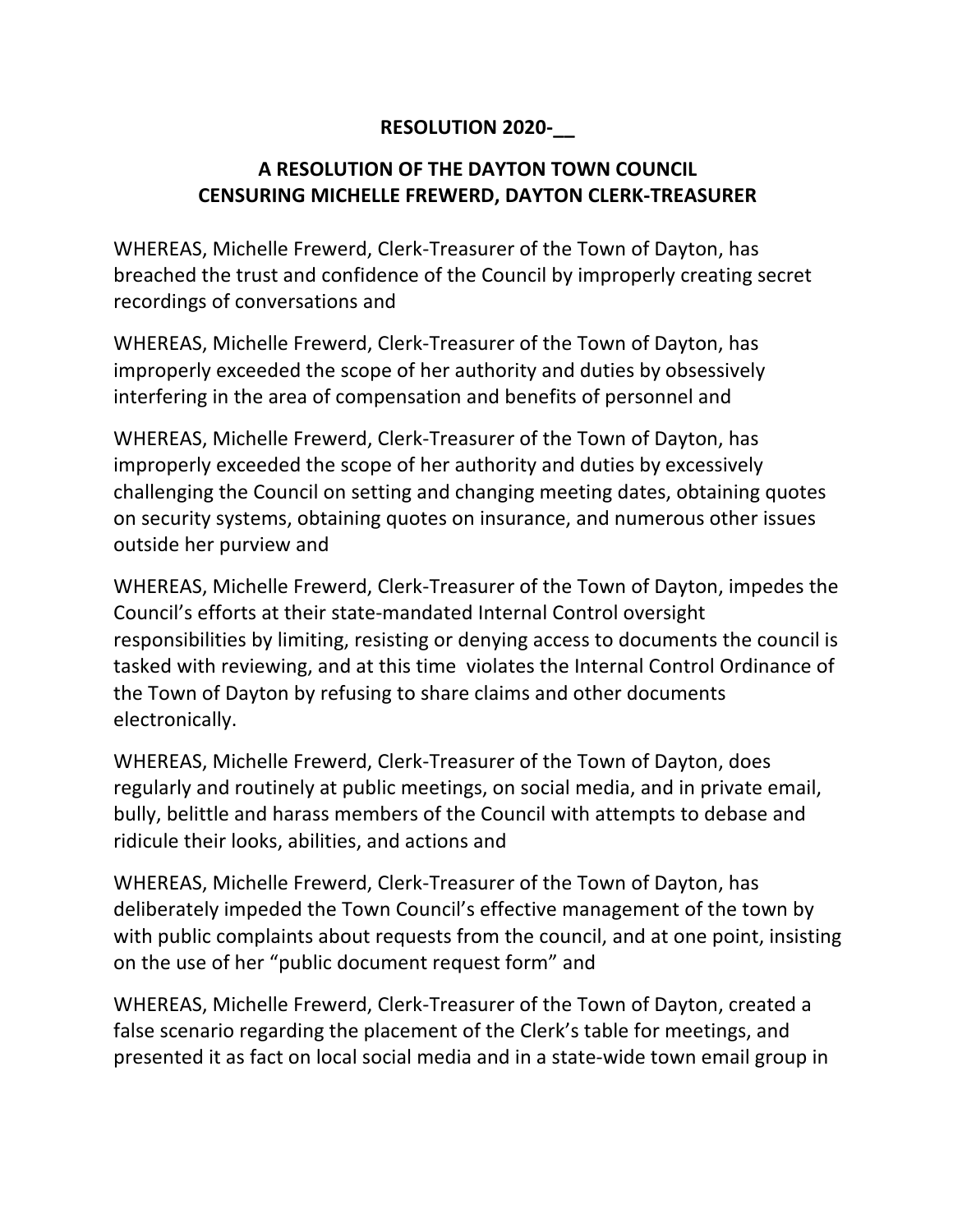**RESOLUTION 2020-__**

**A RESOLUTION OF THE DAYTON TOWN COUNCIL CENSURING MICHELLE FREWERD, DAYTON CLERK-TREASURER**

WHEREAS, Michelle Frewerd, Clerk-Treasurer of the Town of Dayton, has breached the trust and confidence of the Council by improperly creating secret recordings of conversations and

WHEREAS, Michelle Frewerd, Clerk-Treasurer of the Town of Dayton, has improperly exceeded the scope of her authority and duties by obsessively interfering in the area of compensation and benefits of personnel and

WHEREAS, Michelle Frewerd, Clerk-Treasurer of the Town of Dayton, has improperly exceeded the scope of her authority and duties by excessively challenging the Council on setting and changing meeting dates, obtaining quotes on security systems, obtaining quotes on insurance, and numerous other issues outside her purview and

WHEREAS, Michelle Frewerd, Clerk-Treasurer of the Town of Dayton, impedes the Council's efforts at their state-mandated Internal Control oversight responsibilities by limiting, resisting or denying access to documents the council is tasked with reviewing, and at this time violates the Internal Control Ordinance of the Town of Dayton by refusing to share claims and other documents electronically.

WHEREAS, Michelle Frewerd, Clerk-Treasurer of the Town of Dayton, does regularly and routinely at public meetings, on social media, and in private email, bully, belittle and harass members of the Council with attempts to debase and ridicule their looks, abilities, and actions and

WHEREAS, Michelle Frewerd, Clerk-Treasurer of the Town of Dayton, has deliberately impeded the Town Council's effective management of the town by with public complaints about requests from the council, and at one point, insisting on the use of her "public document request form" and

WHEREAS, Michelle Frewerd, Clerk-Treasurer of the Town of Dayton, created a false scenario regarding the placement of the Clerk's table for meetings, and presented it as fact on local social media and in a state-wide town email group in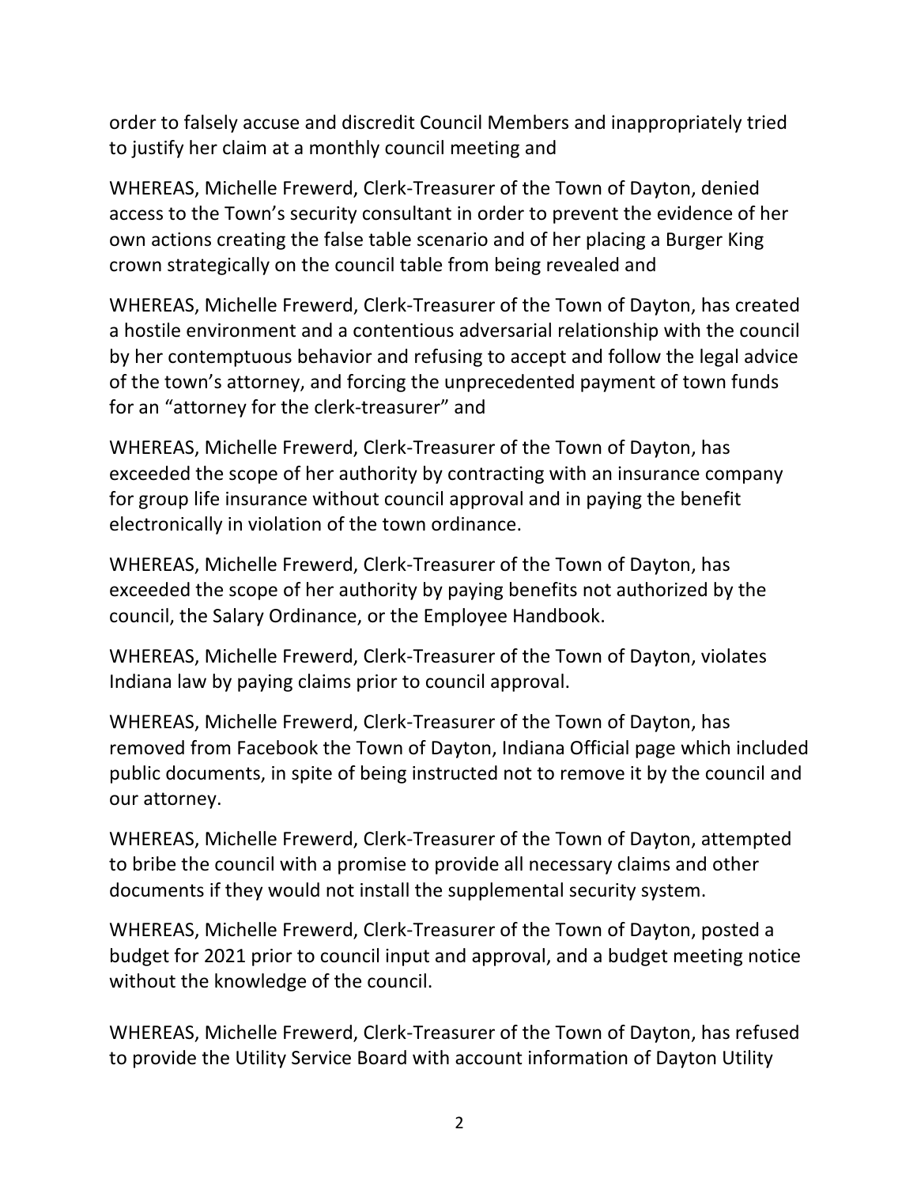order to falsely accuse and discredit Council Members and inappropriately tried to justify her claim at a monthly council meeting and

WHEREAS, Michelle Frewerd, Clerk-Treasurer of the Town of Dayton, denied access to the Town's security consultant in order to prevent the evidence of her own actions creating the false table scenario and of her placing a Burger King crown strategically on the council table from being revealed and

WHEREAS, Michelle Frewerd, Clerk-Treasurer of the Town of Dayton, has created a hostile environment and a contentious adversarial relationship with the council by her contemptuous behavior and refusing to accept and follow the legal advice of the town's attorney, and forcing the unprecedented payment of town funds for an "attorney for the clerk-treasurer" and

WHEREAS, Michelle Frewerd, Clerk-Treasurer of the Town of Dayton, has exceeded the scope of her authority by contracting with an insurance company for group life insurance without council approval and in paying the benefit electronically in violation of the town ordinance.

WHEREAS, Michelle Frewerd, Clerk-Treasurer of the Town of Dayton, has exceeded the scope of her authority by paying benefits not authorized by the council, the Salary Ordinance, or the Employee Handbook.

WHEREAS, Michelle Frewerd, Clerk-Treasurer of the Town of Dayton, violates Indiana law by paying claims prior to council approval.

WHEREAS, Michelle Frewerd, Clerk-Treasurer of the Town of Dayton, has removed from Facebook the Town of Dayton, Indiana Official page which included public documents, in spite of being instructed not to remove it by the council and our attorney.

WHEREAS, Michelle Frewerd, Clerk-Treasurer of the Town of Dayton, attempted to bribe the council with a promise to provide all necessary claims and other documents if they would not install the supplemental security system.

WHEREAS, Michelle Frewerd, Clerk-Treasurer of the Town of Dayton, posted a budget for 2021 prior to council input and approval, and a budget meeting notice without the knowledge of the council.

WHEREAS, Michelle Frewerd, Clerk-Treasurer of the Town of Dayton, has refused to provide the Utility Service Board with account information of Dayton Utility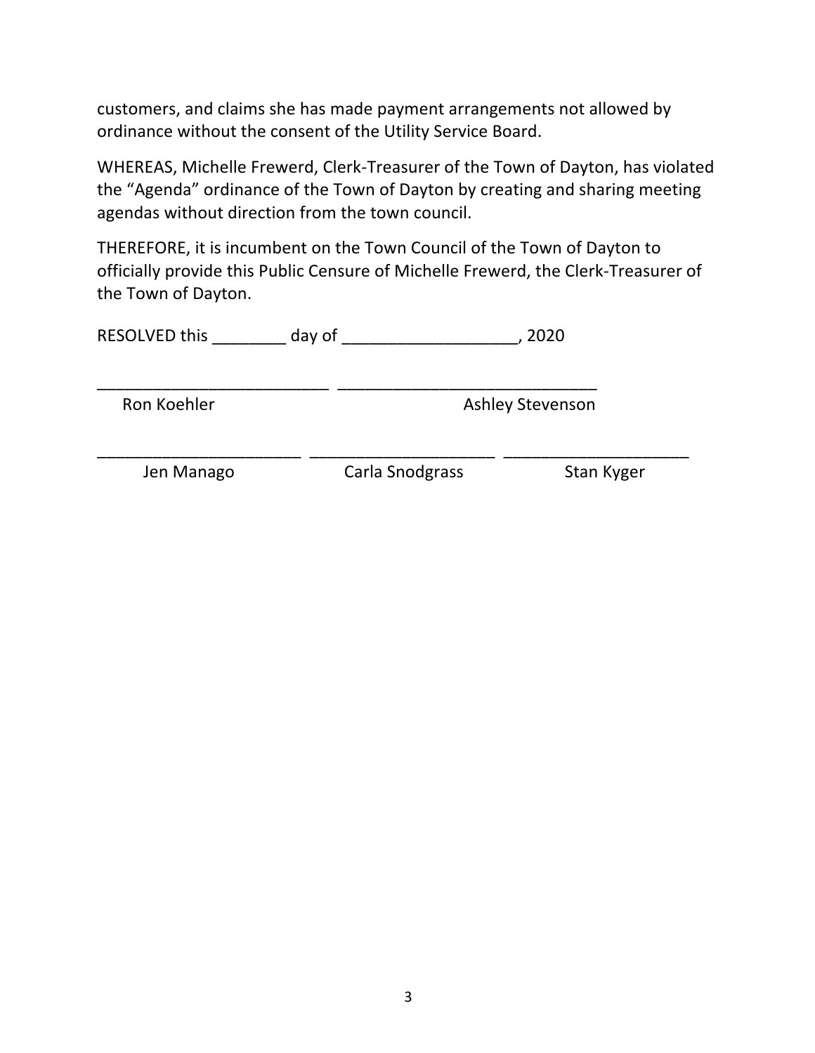customers, and claims she has made payment arrangements not allowed by ordinance without the consent of the Utility Service Board.

WHEREAS, Michelle Frewerd, Clerk-Treasurer of the Town of Dayton, has violated the "Agenda" ordinance of the Town of Dayton by creating and sharing meeting agendas without direction from the town council.

THEREFORE, it is incumbent on the Town Council of the Town of Dayton to officially provide this Public Censure of Michelle Frewerd, the Clerk-Treasurer of the Town of Dayton.

RESOLVED this ________ day of ___________________, 2020

_________________________ ____________________________

Ron Koehler Ashley Stevenson

______________________ ____________________ ____________________

Jen Manago Carla Snodgrass Stan Kyger